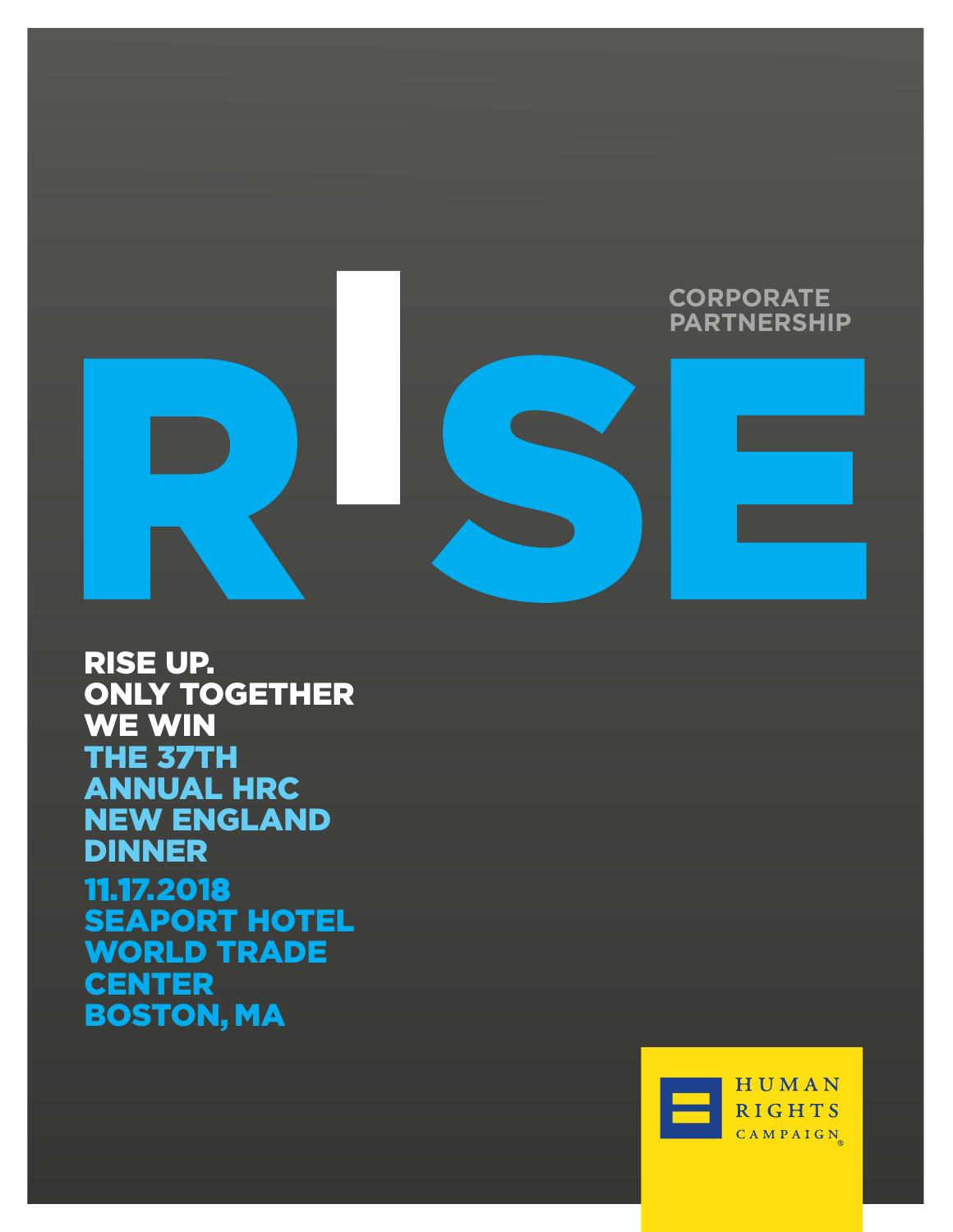# RISE

**CORPORATE PARTNERSHIP**

**RISE UP.**
**ONLY TOGETHER WE WIN**

**THE 37TH ANNUAL HRC NEW ENGLAND DINNER**

**11.17.2018**
**SEAPORT HOTEL WORLD TRADE CENTER**
**BOSTON, MA**

HUMAN RIGHTS CAMPAIGN®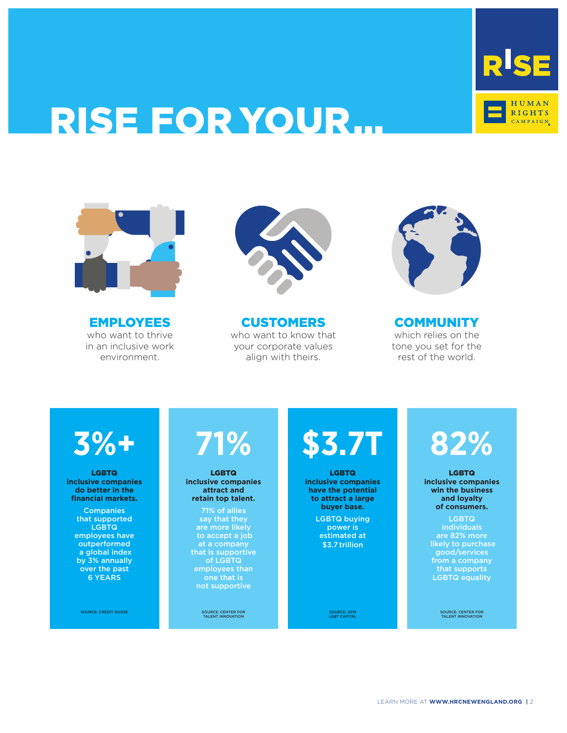# RISE FOR YOUR...

RISE

HUMAN RIGHTS CAMPAIGN

## EMPLOYEES

who want to thrive in an inclusive work environment.

## CUSTOMERS

who want to know that your corporate values align with theirs.

## COMMUNITY

which relies on the tone you set for the rest of the world.

### 3%+

**LGBTQ inclusive companies do better in the financial markets.**

Companies that supported LGBTQ employees have outperformed a global index by 3% annually over the past 6 YEARS

SOURCE: CREDIT SUISSE

### 71%

**LGBTQ inclusive companies attract and retain top talent.**

71% of allies say that they are more likely to accept a job at a company that is supportive of LGBTQ employees than one that is not supportive

SOURCE: CENTER FOR TALENT INNOVATION

### $3.7T

**LGBTQ inclusive companies have the potential to attract a large buyer base.**

LGBTQ buying power is estimated at $3.7 trillion

SOURCE: 2015 LGBT CAPITAL

### 82%

**LGBTQ inclusive companies win the business and loyalty of consumers.**

LGBTQ individuals are 82% more likely to purchase good/services from a company that supports LGBTQ equality

SOURCE: CENTER FOR TALENT INNOVATION

LEARN MORE AT **WWW.HRCNEWENGLAND.ORG**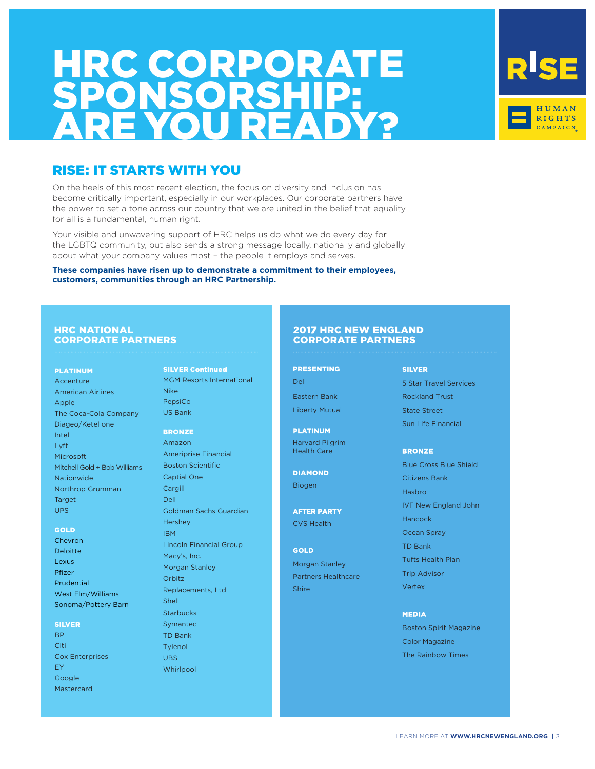# HRC CORPORATE SPONSORSHIP: ARE YOU READY?

RISE

HUMAN RIGHTS CAMPAIGN

## RISE: IT STARTS WITH YOU

On the heels of this most recent election, the focus on diversity and inclusion has become critically important, especially in our workplaces. Our corporate partners have the power to set a tone across our country that we are united in the belief that equality for all is a fundamental, human right.

Your visible and unwavering support of HRC helps us do what we do every day for the LGBTQ community, but also sends a strong message locally, nationally and globally about what your company values most – the people it employs and serves.

**These companies have risen up to demonstrate a commitment to their employees, customers, communities through an HRC Partnership.**

### HRC NATIONAL CORPORATE PARTNERS

#### PLATINUM
- Accenture
- American Airlines
- Apple
- The Coca-Cola Company
- Diageo/Ketel one
- Intel
- Lyft
- Microsoft
- Mitchell Gold + Bob Williams
- Nationwide
- Northrop Grumman
- Target
- UPS

#### GOLD
- Chevron
- Deloitte
- Lexus
- Pfizer
- Prudential
- West Elm/Williams
- Sonoma/Pottery Barn

#### SILVER
- BP
- Citi
- Cox Enterprises
- EY
- Google
- Mastercard

#### SILVER Continued
- MGM Resorts International
- Nike
- PepsiCo
- US Bank

#### BRONZE
- Amazon
- Ameriprise Financial
- Boston Scientific
- Captial One
- Cargill
- Dell
- Goldman Sachs Guardian
- Hershey
- IBM
- Lincoln Financial Group
- Macy's, Inc.
- Morgan Stanley
- Orbitz
- Replacements, Ltd
- Shell
- Starbucks
- Symantec
- TD Bank
- Tylenol
- UBS
- Whirlpool

### 2017 HRC NEW ENGLAND CORPORATE PARTNERS

#### PRESENTING
- Dell
- Eastern Bank
- Liberty Mutual

#### PLATINUM
- Harvard Pilgrim Health Care

#### DIAMOND
- Biogen

#### AFTER PARTY
- CVS Health

#### GOLD
- Morgan Stanley
- Partners Healthcare
- Shire

#### SILVER
- 5 Star Travel Services
- Rockland Trust
- State Street
- Sun Life Financial

#### BRONZE
- Blue Cross Blue Shield
- Citizens Bank
- Hasbro
- IVF New England John
- Hancock
- Ocean Spray
- TD Bank
- Tufts Health Plan
- Trip Advisor
- Vertex

#### MEDIA
- Boston Spirit Magazine
- Color Magazine
- The Rainbow Times

LEARN MORE AT **WWW.HRCNEWENGLAND.ORG**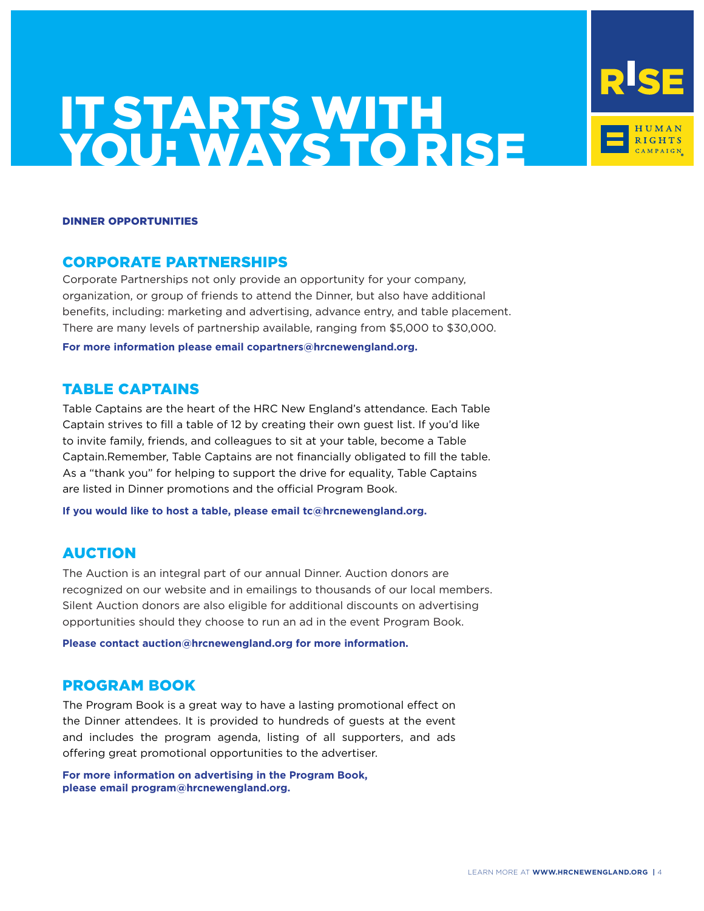# IT STARTS WITH YOU: WAYS TO RISE

RISE

HUMAN RIGHTS CAMPAIGN

**DINNER OPPORTUNITIES**

## CORPORATE PARTNERSHIPS

Corporate Partnerships not only provide an opportunity for your company, organization, or group of friends to attend the Dinner, but also have additional benefits, including: marketing and advertising, advance entry, and table placement. There are many levels of partnership available, ranging from $5,000 to $30,000.

**For more information please email copartners@hrcnewengland.org.**

## TABLE CAPTAINS

Table Captains are the heart of the HRC New England's attendance. Each Table Captain strives to fill a table of 12 by creating their own guest list. If you'd like to invite family, friends, and colleagues to sit at your table, become a Table Captain.Remember, Table Captains are not financially obligated to fill the table. As a "thank you" for helping to support the drive for equality, Table Captains are listed in Dinner promotions and the official Program Book.

**If you would like to host a table, please email tc@hrcnewengland.org.**

## AUCTION

The Auction is an integral part of our annual Dinner. Auction donors are recognized on our website and in emailings to thousands of our local members. Silent Auction donors are also eligible for additional discounts on advertising opportunities should they choose to run an ad in the event Program Book.

**Please contact auction@hrcnewengland.org for more information.**

## PROGRAM BOOK

The Program Book is a great way to have a lasting promotional effect on the Dinner attendees. It is provided to hundreds of guests at the event and includes the program agenda, listing of all supporters, and ads offering great promotional opportunities to the advertiser.

**For more information on advertising in the Program Book, please email program@hrcnewengland.org.**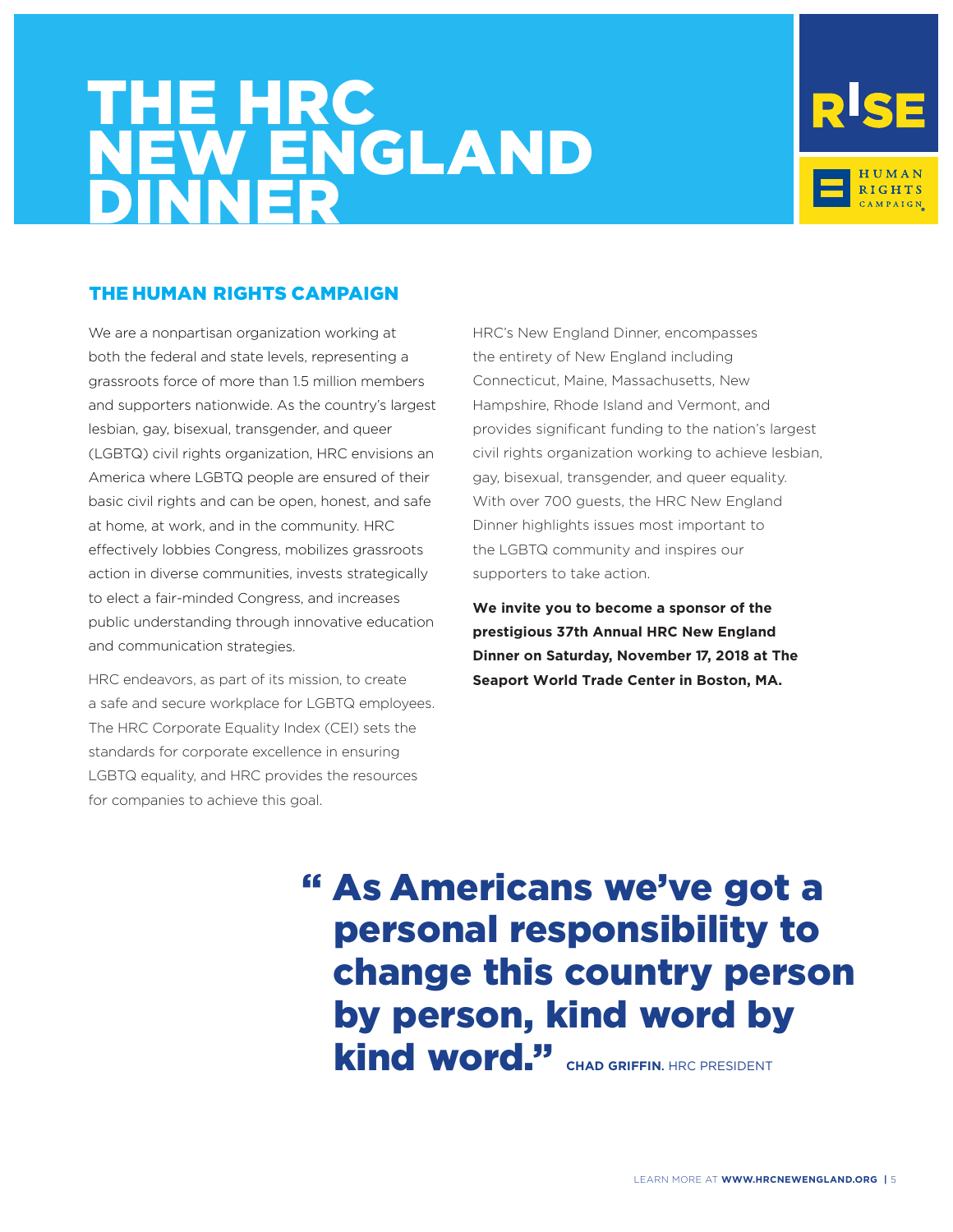# THE HRC NEW ENGLAND DINNER

RISE

HUMAN RIGHTS CAMPAIGN

## THE HUMAN RIGHTS CAMPAIGN

We are a nonpartisan organization working at both the federal and state levels, representing a grassroots force of more than 1.5 million members and supporters nationwide. As the country's largest lesbian, gay, bisexual, transgender, and queer (LGBTQ) civil rights organization, HRC envisions an America where LGBTQ people are ensured of their basic civil rights and can be open, honest, and safe at home, at work, and in the community. HRC effectively lobbies Congress, mobilizes grassroots action in diverse communities, invests strategically to elect a fair-minded Congress, and increases public understanding through innovative education and communication strategies.

HRC endeavors, as part of its mission, to create a safe and secure workplace for LGBTQ employees. The HRC Corporate Equality Index (CEI) sets the standards for corporate excellence in ensuring LGBTQ equality, and HRC provides the resources for companies to achieve this goal.

HRC's New England Dinner, encompasses the entirety of New England including Connecticut, Maine, Massachusetts, New Hampshire, Rhode Island and Vermont, and provides significant funding to the nation's largest civil rights organization working to achieve lesbian, gay, bisexual, transgender, and queer equality. With over 700 guests, the HRC New England Dinner highlights issues most important to the LGBTQ community and inspires our supporters to take action.

**We invite you to become a sponsor of the prestigious 37th Annual HRC New England Dinner on Saturday, November 17, 2018 at The Seaport World Trade Center in Boston, MA.**

> **"As Americans we've got a personal responsibility to change this country person by person, kind word by kind word."** **CHAD GRIFFIN**, HRC PRESIDENT

LEARN MORE AT **WWW.HRCNEWENGLAND.ORG**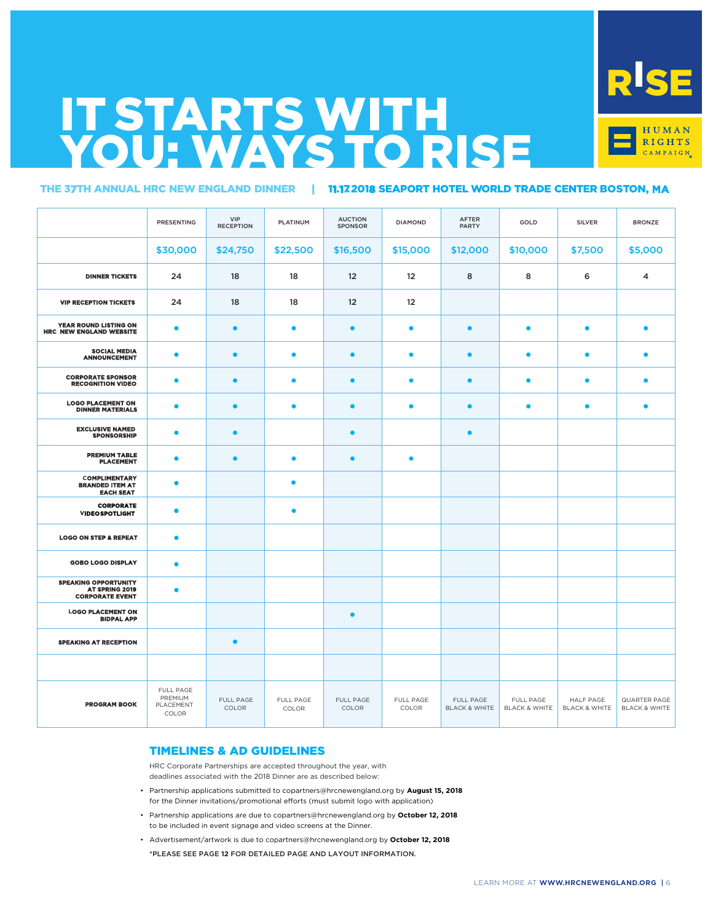# IT STARTS WITH YOU: WAYS TO RISE

RISE

HUMAN RIGHTS CAMPAIGN

**THE 37TH ANNUAL HRC NEW ENGLAND DINNER | 11.17.2018 SEAPORT HOTEL WORLD TRADE CENTER BOSTON, MA**

| | PRESENTING | VIP RECEPTION | PLATINUM | AUCTION SPONSOR | DIAMOND | AFTER PARTY | GOLD | SILVER | BRONZE |
|---|---|---|---|---|---|---|---|---|---|
| | $30,000 | $24,750 | $22,500 | $16,500 | $15,000 | $12,000 | $10,000 | $7,500 | $5,000 |
| **DINNER TICKETS** | 24 | 18 | 18 | 12 | 12 | 8 | 8 | 6 | 4 |
| **VIP RECEPTION TICKETS** | 24 | 18 | 18 | 12 | 12 | | | | |
| **YEAR ROUND LISTING ON HRC NEW ENGLAND WEBSITE** | ● | ● | ● | ● | ● | ● | ● | ● | ● |
| **SOCIAL MEDIA ANNOUNCEMENT** | ● | ● | ● | ● | ● | ● | ● | ● | ● |
| **CORPORATE SPONSOR RECOGNITION VIDEO** | ● | ● | ● | ● | ● | ● | ● | ● | ● |
| **LOGO PLACEMENT ON DINNER MATERIALS** | ● | ● | ● | ● | ● | ● | ● | ● | ● |
| **EXCLUSIVE NAMED SPONSORSHIP** | ● | ● | | ● | | ● | | | |
| **PREMIUM TABLE PLACEMENT** | ● | ● | ● | ● | ● | | | | |
| **COMPLIMENTARY BRANDED ITEM AT EACH SEAT** | ● | | ● | | | | | | |
| **CORPORATE VIDEOSPOTLIGHT** | ● | | ● | | | | | | |
| **LOGO ON STEP & REPEAT** | ● | | | | | | | | |
| **GOBO LOGO DISPLAY** | ● | | | | | | | | |
| **SPEAKING OPPORTUNITY AT SPRING 2019 CORPORATE EVENT** | ● | | | | | | | | |
| **LOGO PLACEMENT ON BIDPAL APP** | | | | ● | | | | | |
| **SPEAKING AT RECEPTION** | | ● | | | | | | | |
| | | | | | | | | | |
| **PROGRAM BOOK** | FULL PAGE PREMIUM PLACEMENT COLOR | FULL PAGE COLOR | FULL PAGE COLOR | FULL PAGE COLOR | FULL PAGE COLOR | FULL PAGE BLACK & WHITE | FULL PAGE BLACK & WHITE | HALF PAGE BLACK & WHITE | QUARTER PAGE BLACK & WHITE |

## TIMELINES & AD GUIDELINES

HRC Corporate Partnerships are accepted throughout the year, with deadlines associated with the 2018 Dinner are as described below:

- Partnership applications submitted to copartners@hrcnewengland.org by **August 15, 2018** for the Dinner invitations/promotional efforts (must submit logo with application)
- Partnership applications are due to copartners@hrcnewengland.org by **October 12, 2018** to be included in event signage and video screens at the Dinner.
- Advertisement/artwork is due to copartners@hrcnewengland.org by **October 12, 2018**

*PLEASE SEE PAGE 12 FOR DETAILED PAGE AND LAYOUT INFORMATION.

LEARN MORE AT **WWW.HRCNEWENGLAND.ORG**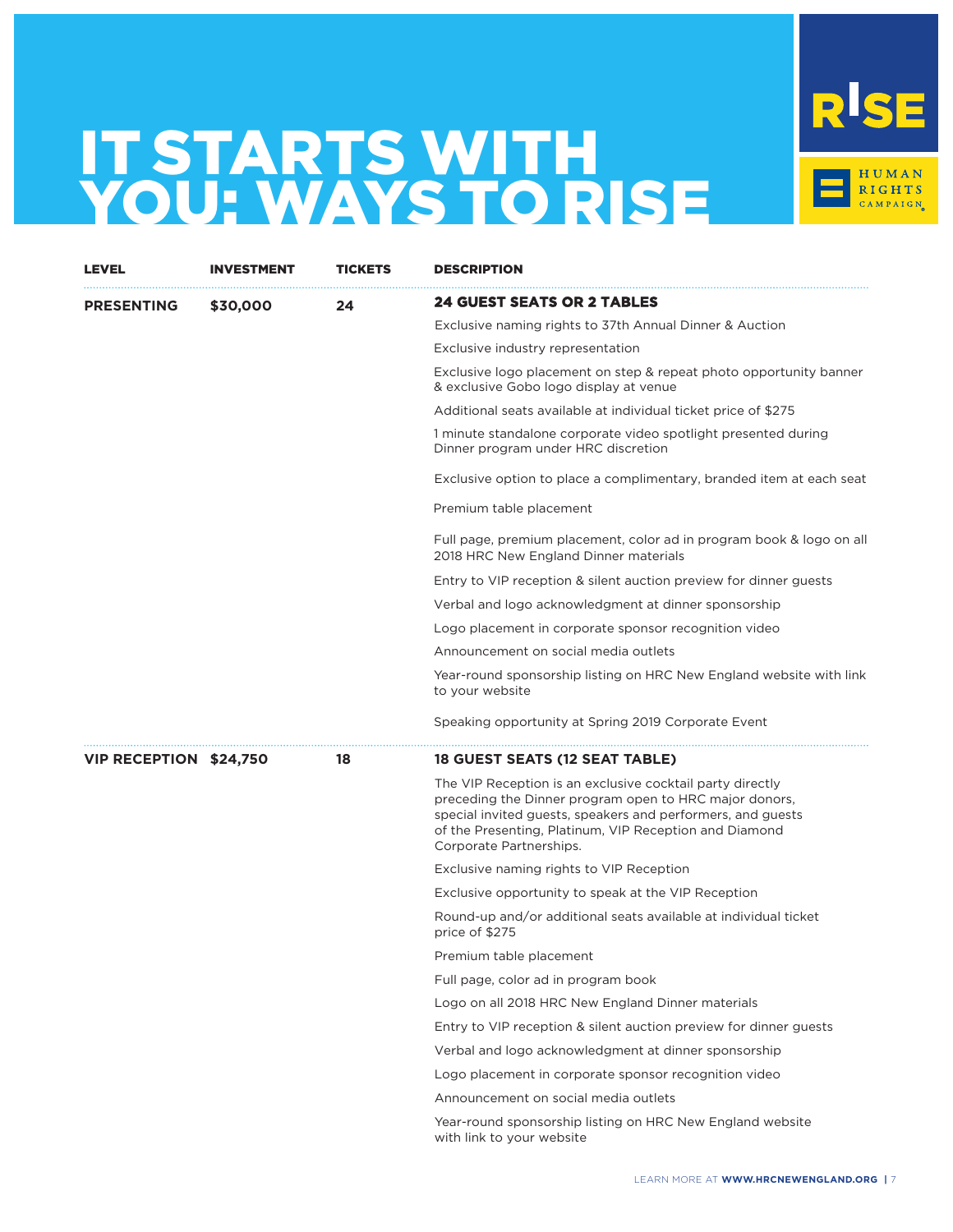# IT STARTS WITH YOU: WAYS TO RISE

RISE

HUMAN RIGHTS CAMPAIGN

| LEVEL | INVESTMENT | TICKETS | DESCRIPTION |
|---|---|---|---|
| **PRESENTING** | **$30,000** | **24** | **24 GUEST SEATS OR 2 TABLES**<br>Exclusive naming rights to 37th Annual Dinner & Auction<br>Exclusive industry representation<br>Exclusive logo placement on step & repeat photo opportunity banner & exclusive Gobo logo display at venue<br>Additional seats available at individual ticket price of $275<br>1 minute standalone corporate video spotlight presented during Dinner program under HRC discretion<br>Exclusive option to place a complimentary, branded item at each seat<br>Premium table placement<br>Full page, premium placement, color ad in program book & logo on all 2018 HRC New England Dinner materials<br>Entry to VIP reception & silent auction preview for dinner guests<br>Verbal and logo acknowledgment at dinner sponsorship<br>Logo placement in corporate sponsor recognition video<br>Announcement on social media outlets<br>Year-round sponsorship listing on HRC New England website with link to your website<br>Speaking opportunity at Spring 2019 Corporate Event |
| **VIP RECEPTION** | **$24,750** | **18** | **18 GUEST SEATS (12 SEAT TABLE)**<br>The VIP Reception is an exclusive cocktail party directly preceding the Dinner program open to HRC major donors, special invited guests, speakers and performers, and guests of the Presenting, Platinum, VIP Reception and Diamond Corporate Partnerships.<br>Exclusive naming rights to VIP Reception<br>Exclusive opportunity to speak at the VIP Reception<br>Round-up and/or additional seats available at individual ticket price of $275<br>Premium table placement<br>Full page, color ad in program book<br>Logo on all 2018 HRC New England Dinner materials<br>Entry to VIP reception & silent auction preview for dinner guests<br>Verbal and logo acknowledgment at dinner sponsorship<br>Logo placement in corporate sponsor recognition video<br>Announcement on social media outlets<br>Year-round sponsorship listing on HRC New England website with link to your website |

LEARN MORE AT **WWW.HRCNEWENGLAND.ORG**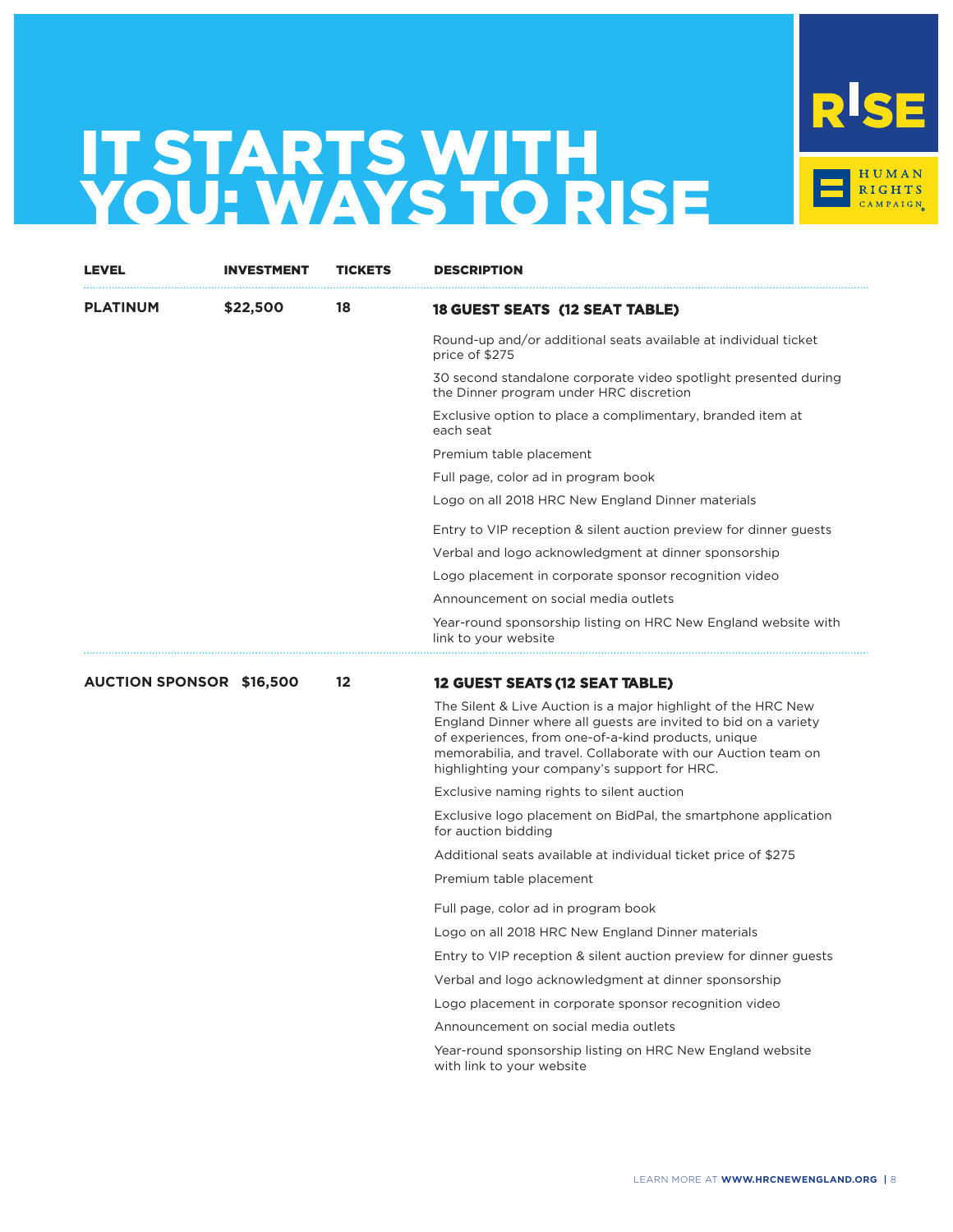# IT STARTS WITH YOU: WAYS TO RISE

RISE

HUMAN RIGHTS CAMPAIGN

| LEVEL | INVESTMENT | TICKETS | DESCRIPTION |
| --- | --- | --- | --- |
| **PLATINUM** | **$22,500** | **18** | **18 GUEST SEATS (12 SEAT TABLE)**<br>Round-up and/or additional seats available at individual ticket price of $275<br>30 second standalone corporate video spotlight presented during the Dinner program under HRC discretion<br>Exclusive option to place a complimentary, branded item at each seat<br>Premium table placement<br>Full page, color ad in program book<br>Logo on all 2018 HRC New England Dinner materials<br>Entry to VIP reception & silent auction preview for dinner guests<br>Verbal and logo acknowledgment at dinner sponsorship<br>Logo placement in corporate sponsor recognition video<br>Announcement on social media outlets<br>Year-round sponsorship listing on HRC New England website with link to your website |
| **AUCTION SPONSOR** | **$16,500** | **12** | **12 GUEST SEATS (12 SEAT TABLE)**<br>The Silent & Live Auction is a major highlight of the HRC New England Dinner where all guests are invited to bid on a variety of experiences, from one-of-a-kind products, unique memorabilia, and travel. Collaborate with our Auction team on highlighting your company's support for HRC.<br>Exclusive naming rights to silent auction<br>Exclusive logo placement on BidPal, the smartphone application for auction bidding<br>Additional seats available at individual ticket price of $275<br>Premium table placement<br>Full page, color ad in program book<br>Logo on all 2018 HRC New England Dinner materials<br>Entry to VIP reception & silent auction preview for dinner guests<br>Verbal and logo acknowledgment at dinner sponsorship<br>Logo placement in corporate sponsor recognition video<br>Announcement on social media outlets<br>Year-round sponsorship listing on HRC New England website with link to your website |

LEARN MORE AT **WWW.HRCNEWENGLAND.ORG**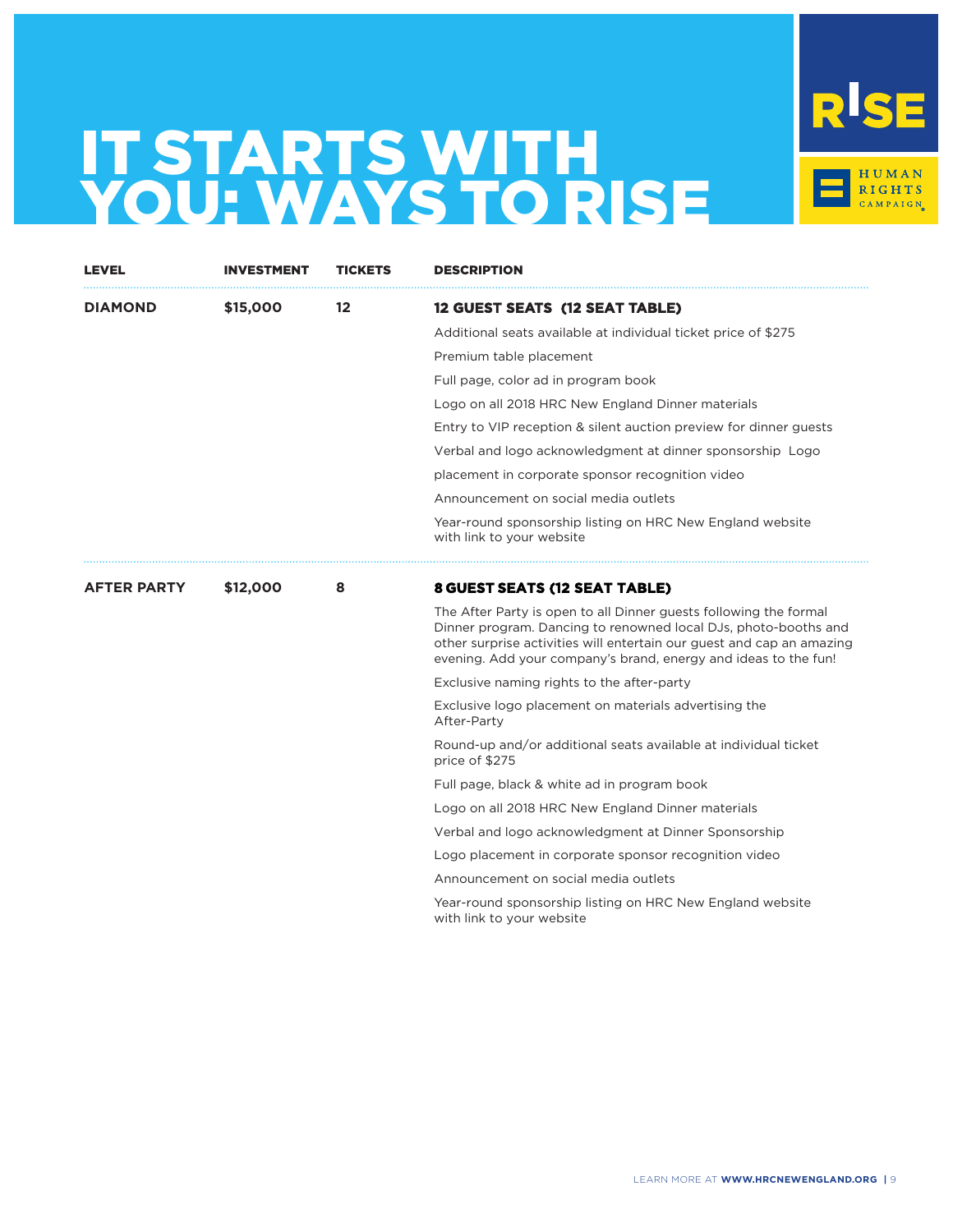# IT STARTS WITH YOU: WAYS TO RISE

RISE

HUMAN RIGHTS CAMPAIGN

| LEVEL | INVESTMENT | TICKETS | DESCRIPTION |
|---|---|---|---|
| DIAMOND | $15,000 | 12 | **12 GUEST SEATS (12 SEAT TABLE)**<br>Additional seats available at individual ticket price of $275<br>Premium table placement<br>Full page, color ad in program book<br>Logo on all 2018 HRC New England Dinner materials<br>Entry to VIP reception & silent auction preview for dinner guests<br>Verbal and logo acknowledgment at dinner sponsorship Logo<br>placement in corporate sponsor recognition video<br>Announcement on social media outlets<br>Year-round sponsorship listing on HRC New England website with link to your website |
| AFTER PARTY | $12,000 | 8 | **8 GUEST SEATS (12 SEAT TABLE)**<br>The After Party is open to all Dinner guests following the formal Dinner program. Dancing to renowned local DJs, photo-booths and other surprise activities will entertain our guest and cap an amazing evening. Add your company's brand, energy and ideas to the fun!<br>Exclusive naming rights to the after-party<br>Exclusive logo placement on materials advertising the After-Party<br>Round-up and/or additional seats available at individual ticket price of $275<br>Full page, black & white ad in program book<br>Logo on all 2018 HRC New England Dinner materials<br>Verbal and logo acknowledgment at Dinner Sponsorship<br>Logo placement in corporate sponsor recognition video<br>Announcement on social media outlets<br>Year-round sponsorship listing on HRC New England website with link to your website |

LEARN MORE AT **WWW.HRCNEWENGLAND.ORG**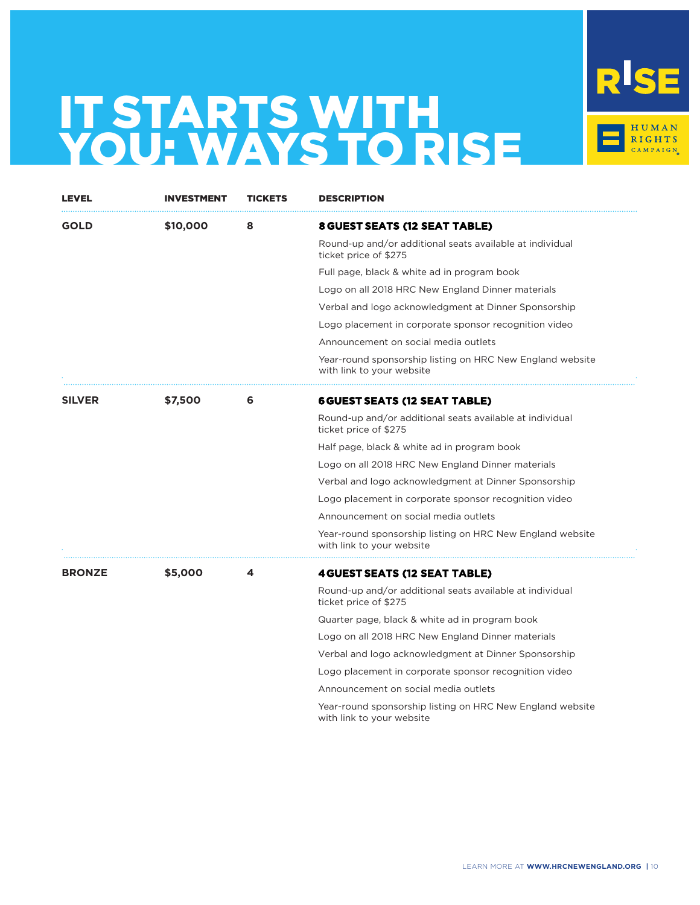# IT STARTS WITH YOU: WAYS TO RISE

RISE

HUMAN RIGHTS CAMPAIGN

| LEVEL | INVESTMENT | TICKETS | DESCRIPTION |
|---|---|---|---|
| **GOLD** | **$10,000** | **8** | **8 GUEST SEATS (12 SEAT TABLE)**<br>Round-up and/or additional seats available at individual ticket price of $275<br>Full page, black & white ad in program book<br>Logo on all 2018 HRC New England Dinner materials<br>Verbal and logo acknowledgment at Dinner Sponsorship<br>Logo placement in corporate sponsor recognition video<br>Announcement on social media outlets<br>Year-round sponsorship listing on HRC New England website with link to your website |
| **SILVER** | **$7,500** | **6** | **6 GUEST SEATS (12 SEAT TABLE)**<br>Round-up and/or additional seats available at individual ticket price of $275<br>Half page, black & white ad in program book<br>Logo on all 2018 HRC New England Dinner materials<br>Verbal and logo acknowledgment at Dinner Sponsorship<br>Logo placement in corporate sponsor recognition video<br>Announcement on social media outlets<br>Year-round sponsorship listing on HRC New England website with link to your website |
| **BRONZE** | **$5,000** | **4** | **4 GUEST SEATS (12 SEAT TABLE)**<br>Round-up and/or additional seats available at individual ticket price of $275<br>Quarter page, black & white ad in program book<br>Logo on all 2018 HRC New England Dinner materials<br>Verbal and logo acknowledgment at Dinner Sponsorship<br>Logo placement in corporate sponsor recognition video<br>Announcement on social media outlets<br>Year-round sponsorship listing on HRC New England website with link to your website |

LEARN MORE AT **WWW.HRCNEWENGLAND.ORG**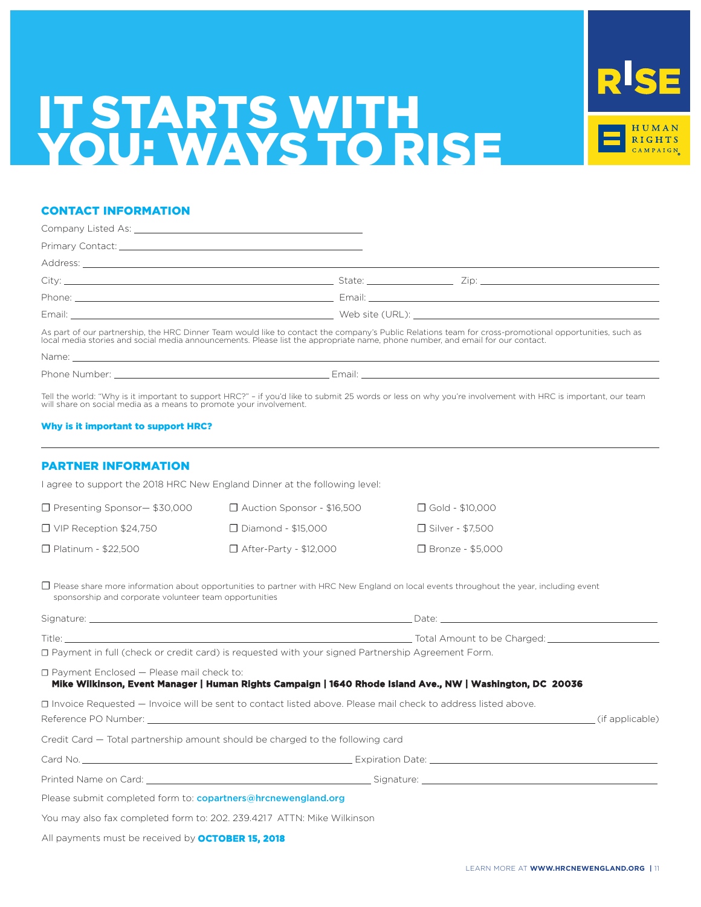# IT STARTS WITH YOU: WAYS TO RISE

RISE

HUMAN RIGHTS CAMPAIGN

## CONTACT INFORMATION

Company Listed As: ______________________

Primary Contact: ______________________

Address: ______________________

City: ______________________ State: ____________ Zip: ______________________

Phone: ______________________ Email: ______________________

Email: ______________________ Web site (URL): ______________________

As part of our partnership, the HRC Dinner Team would like to contact the company's Public Relations team for cross-promotional opportunities, such as local media stories and social media announcements. Please list the appropriate name, phone number, and email for our contact.

Name: ______________________

Phone Number: ______________________ Email: ______________________

Tell the world: "Why is it important to support HRC?" – if you'd like to submit 25 words or less on why you're involvement with HRC is important, our team will share on social media as a means to promote your involvement.

**Why is it important to support HRC?**

______________________

## PARTNER INFORMATION

I agree to support the 2018 HRC New England Dinner at the following level:

- ☐ Presenting Sponsor— $30,000
- ☐ VIP Reception $24,750
- ☐ Platinum - $22,500
- ☐ Auction Sponsor - $16,500
- ☐ Diamond - $15,000
- ☐ After-Party - $12,000
- ☐ Gold - $10,000
- ☐ Silver - $7,500
- ☐ Bronze - $5,000

☐ Please share more information about opportunities to partner with HRC New England on local events throughout the year, including event sponsorship and corporate volunteer team opportunities

Signature: ______________________ Date: ______________________

Title: ______________________ Total Amount to be Charged: ______________________

☐ Payment in full (check or credit card) is requested with your signed Partnership Agreement Form.

☐ Payment Enclosed — Please mail check to:
**Mike Wilkinson, Event Manager | Human Rights Campaign | 1640 Rhode Island Ave., NW | Washington, DC 20036**

☐ Invoice Requested — Invoice will be sent to contact listed above. Please mail check to address listed above.

Reference PO Number: ______________________ (if applicable)

Credit Card — Total partnership amount should be charged to the following card

Card No. ______________________ Expiration Date: ______________________

Printed Name on Card: ______________________ Signature: ______________________

Please submit completed form to: copartners@hrcnewengland.org

You may also fax completed form to: 202. 239.4217 ATTN: Mike Wilkinson

All payments must be received by **OCTOBER 15, 2018**

LEARN MORE AT **WWW.HRCNEWENGLAND.ORG**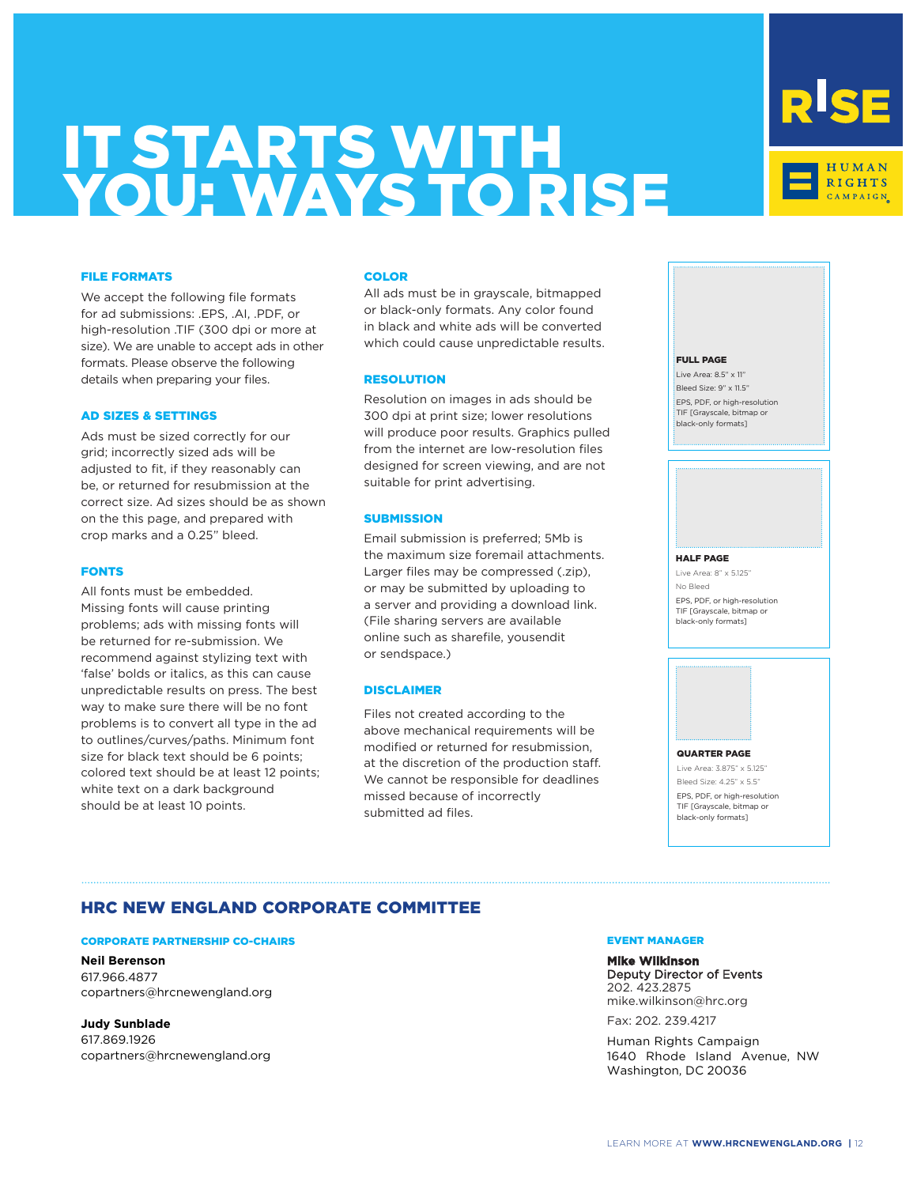# IT STARTS WITH YOU: WAYS TO RISE

RISE

HUMAN RIGHTS CAMPAIGN

### FILE FORMATS

We accept the following file formats for ad submissions: .EPS, .AI, .PDF, or high-resolution .TIF (300 dpi or more at size). We are unable to accept ads in other formats. Please observe the following details when preparing your files.

### AD SIZES & SETTINGS

Ads must be sized correctly for our grid; incorrectly sized ads will be adjusted to fit, if they reasonably can be, or returned for resubmission at the correct size. Ad sizes should be as shown on the this page, and prepared with crop marks and a 0.25" bleed.

### FONTS

All fonts must be embedded. Missing fonts will cause printing problems; ads with missing fonts will be returned for re-submission. We recommend against stylizing text with 'false' bolds or italics, as this can cause unpredictable results on press. The best way to make sure there will be no font problems is to convert all type in the ad to outlines/curves/paths. Minimum font size for black text should be 6 points; colored text should be at least 12 points; white text on a dark background should be at least 10 points.

### COLOR

All ads must be in grayscale, bitmapped or black-only formats. Any color found in black and white ads will be converted which could cause unpredictable results.

### RESOLUTION

Resolution on images in ads should be 300 dpi at print size; lower resolutions will produce poor results. Graphics pulled from the internet are low-resolution files designed for screen viewing, and are not suitable for print advertising.

### SUBMISSION

Email submission is preferred; 5Mb is the maximum size foremail attachments. Larger files may be compressed (.zip), or may be submitted by uploading to a server and providing a download link. (File sharing servers are available online such as sharefile, yousendit or sendspace.)

### DISCLAIMER

Files not created according to the above mechanical requirements will be modified or returned for resubmission, at the discretion of the production staff. We cannot be responsible for deadlines missed because of incorrectly submitted ad files.

**FULL PAGE**
Live Area: 8.5" x 11"
Bleed Size: 9" x 11.5"
EPS, PDF, or high-resolution TIF [Grayscale, bitmap or black-only formats]

**HALF PAGE**
Live Area: 8" x 5.125"
No Bleed
EPS, PDF, or high-resolution TIF [Grayscale, bitmap or black-only formats]

**QUARTER PAGE**
Live Area: 3.875" x 5.125"
Bleed Size: 4.25" x 5.5"
EPS, PDF, or high-resolution TIF [Grayscale, bitmap or black-only formats]

## HRC NEW ENGLAND CORPORATE COMMITTEE

### CORPORATE PARTNERSHIP CO-CHAIRS

**Neil Berenson**
617.966.4877
copartners@hrcnewengland.org

**Judy Sunblade**
617.869.1926
copartners@hrcnewengland.org

### EVENT MANAGER

**Mike Wilkinson**
Deputy Director of Events
202. 423.2875
mike.wilkinson@hrc.org

Fax: 202. 239.4217

Human Rights Campaign
1640 Rhode Island Avenue, NW
Washington, DC 20036

LEARN MORE AT **WWW.HRCNEWENGLAND.ORG**